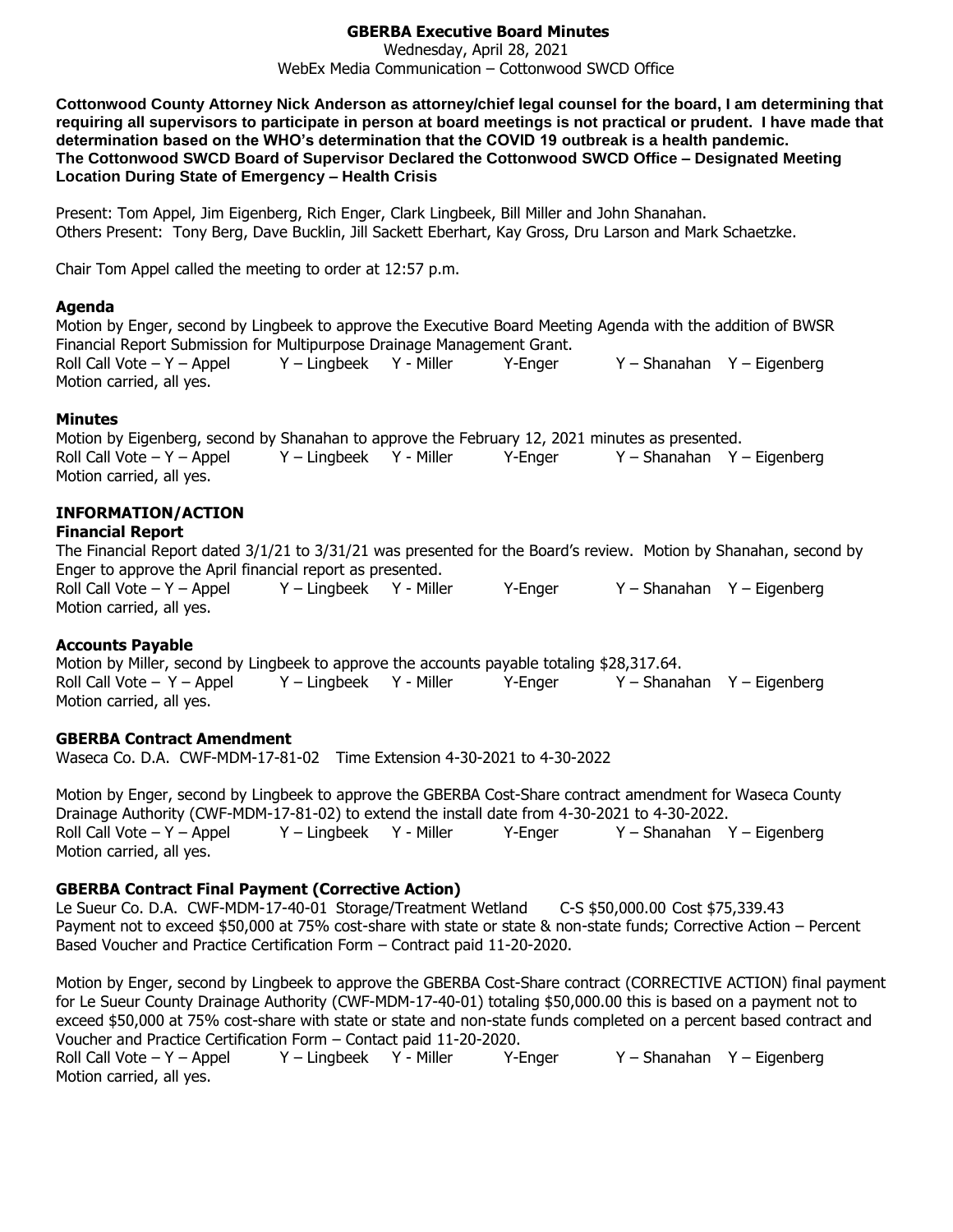# GBERBA Executive Board Minutes

Wednesday, April 28, 2021
WebEx Media Communication – Cottonwood SWCD Office

**Cottonwood County Attorney Nick Anderson as attorney/chief legal counsel for the board, I am determining that requiring all supervisors to participate in person at board meetings is not practical or prudent. I have made that determination based on the WHO's determination that the COVID 19 outbreak is a health pandemic. The Cottonwood SWCD Board of Supervisor Declared the Cottonwood SWCD Office – Designated Meeting Location During State of Emergency – Health Crisis**

Present: Tom Appel, Jim Eigenberg, Rich Enger, Clark Lingbeek, Bill Miller and John Shanahan.
Others Present: Tony Berg, Dave Bucklin, Jill Sackett Eberhart, Kay Gross, Dru Larson and Mark Schaetzke.

Chair Tom Appel called the meeting to order at 12:57 p.m.

## Agenda

Motion by Enger, second by Lingbeek to approve the Executive Board Meeting Agenda with the addition of BWSR Financial Report Submission for Multipurpose Drainage Management Grant.
Roll Call Vote – Y – Appel Y – Lingbeek Y - Miller Y-Enger Y – Shanahan Y – Eigenberg
Motion carried, all yes.

## Minutes

Motion by Eigenberg, second by Shanahan to approve the February 12, 2021 minutes as presented.
Roll Call Vote – Y – Appel Y – Lingbeek Y - Miller Y-Enger Y – Shanahan Y – Eigenberg
Motion carried, all yes.

## INFORMATION/ACTION

### Financial Report

The Financial Report dated 3/1/21 to 3/31/21 was presented for the Board's review. Motion by Shanahan, second by Enger to approve the April financial report as presented.
Roll Call Vote – Y – Appel Y – Lingbeek Y - Miller Y-Enger Y – Shanahan Y – Eigenberg
Motion carried, all yes.

### Accounts Payable

Motion by Miller, second by Lingbeek to approve the accounts payable totaling $28,317.64.
Roll Call Vote – Y – Appel Y – Lingbeek Y - Miller Y-Enger Y – Shanahan Y – Eigenberg
Motion carried, all yes.

### GBERBA Contract Amendment

Waseca Co. D.A. CWF-MDM-17-81-02 Time Extension 4-30-2021 to 4-30-2022

Motion by Enger, second by Lingbeek to approve the GBERBA Cost-Share contract amendment for Waseca County Drainage Authority (CWF-MDM-17-81-02) to extend the install date from 4-30-2021 to 4-30-2022.
Roll Call Vote – Y – Appel Y – Lingbeek Y - Miller Y-Enger Y – Shanahan Y – Eigenberg
Motion carried, all yes.

### GBERBA Contract Final Payment (Corrective Action)

Le Sueur Co. D.A. CWF-MDM-17-40-01 Storage/Treatment Wetland C-S $50,000.00 Cost $75,339.43
Payment not to exceed $50,000 at 75% cost-share with state or state & non-state funds; Corrective Action – Percent Based Voucher and Practice Certification Form – Contract paid 11-20-2020.

Motion by Enger, second by Lingbeek to approve the GBERBA Cost-Share contract (CORRECTIVE ACTION) final payment for Le Sueur County Drainage Authority (CWF-MDM-17-40-01) totaling $50,000.00 this is based on a payment not to exceed $50,000 at 75% cost-share with state or state and non-state funds completed on a percent based contract and Voucher and Practice Certification Form – Contact paid 11-20-2020.
Roll Call Vote – Y – Appel Y – Lingbeek Y - Miller Y-Enger Y – Shanahan Y – Eigenberg
Motion carried, all yes.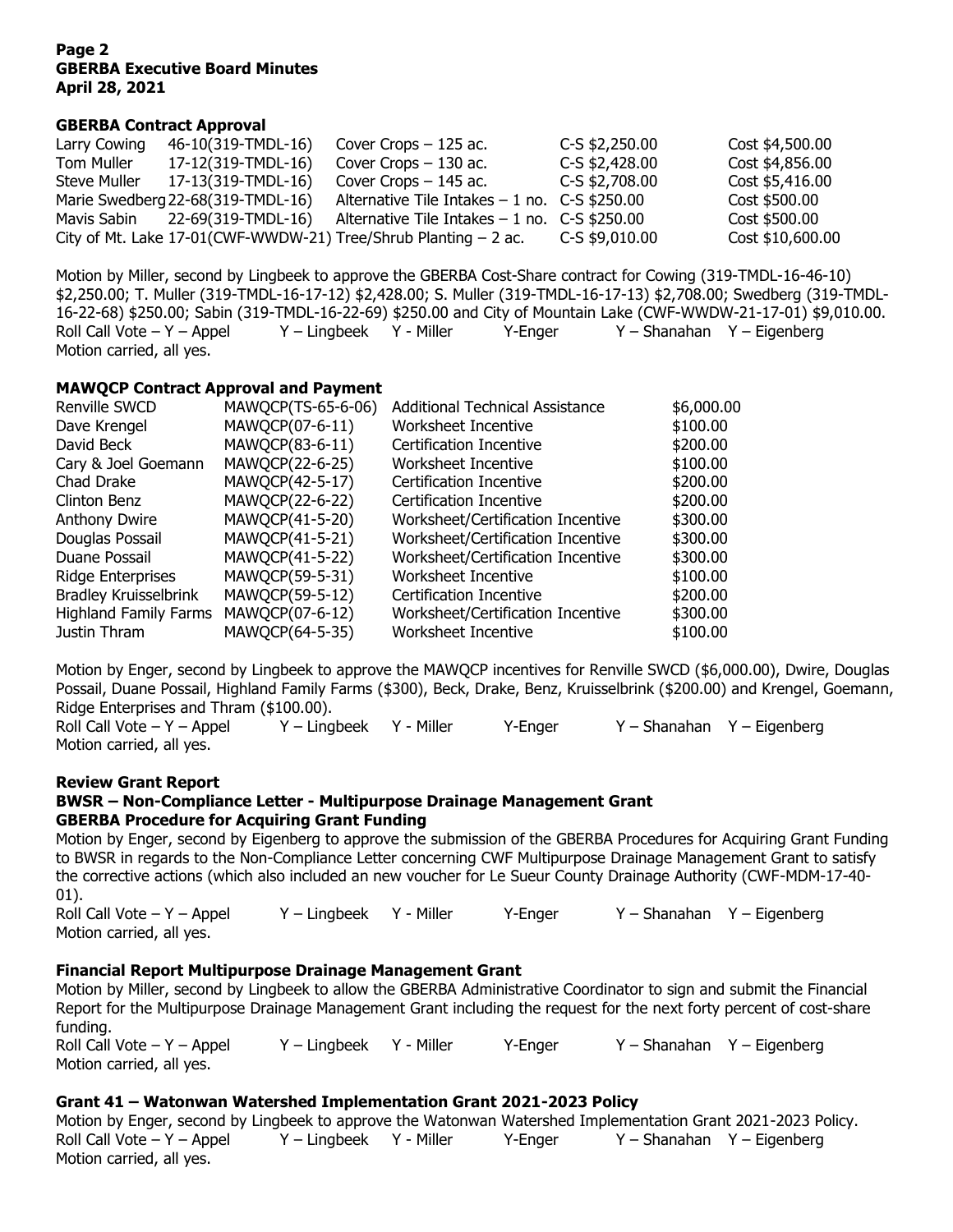**Page 2**
**GBERBA Executive Board Minutes**
**April 28, 2021**

### GBERBA Contract Approval

| | | | | |
|---|---|---|---|---|
| Larry Cowing | 46-10(319-TMDL-16) | Cover Crops – 125 ac. | C-S $2,250.00 | Cost $4,500.00 |
| Tom Muller | 17-12(319-TMDL-16) | Cover Crops – 130 ac. | C-S $2,428.00 | Cost $4,856.00 |
| Steve Muller | 17-13(319-TMDL-16) | Cover Crops – 145 ac. | C-S $2,708.00 | Cost $5,416.00 |
| Marie Swedberg | 22-68(319-TMDL-16) | Alternative Tile Intakes – 1 no. | C-S $250.00 | Cost $500.00 |
| Mavis Sabin | 22-69(319-TMDL-16) | Alternative Tile Intakes – 1 no. | C-S $250.00 | Cost $500.00 |
| City of Mt. Lake | 17-01(CWF-WWDW-21) | Tree/Shrub Planting – 2 ac. | C-S $9,010.00 | Cost $10,600.00 |

Motion by Miller, second by Lingbeek to approve the GBERBA Cost-Share contract for Cowing (319-TMDL-16-46-10) $2,250.00; T. Muller (319-TMDL-16-17-12) $2,428.00; S. Muller (319-TMDL-16-17-13) $2,708.00; Swedberg (319-TMDL-16-22-68) $250.00; Sabin (319-TMDL-16-22-69) $250.00 and City of Mountain Lake (CWF-WWDW-21-17-01) $9,010.00.
Roll Call Vote – Y – Appel  Y – Lingbeek  Y - Miller  Y-Enger  Y – Shanahan  Y – Eigenberg
Motion carried, all yes.

### MAWQCP Contract Approval and Payment

| | | | |
|---|---|---|---|
| Renville SWCD | MAWQCP(TS-65-6-06) | Additional Technical Assistance | $6,000.00 |
| Dave Krengel | MAWQCP(07-6-11) | Worksheet Incentive | $100.00 |
| David Beck | MAWQCP(83-6-11) | Certification Incentive | $200.00 |
| Cary & Joel Goemann | MAWQCP(22-6-25) | Worksheet Incentive | $100.00 |
| Chad Drake | MAWQCP(42-5-17) | Certification Incentive | $200.00 |
| Clinton Benz | MAWQCP(22-6-22) | Certification Incentive | $200.00 |
| Anthony Dwire | MAWQCP(41-5-20) | Worksheet/Certification Incentive | $300.00 |
| Douglas Possail | MAWQCP(41-5-21) | Worksheet/Certification Incentive | $300.00 |
| Duane Possail | MAWQCP(41-5-22) | Worksheet/Certification Incentive | $300.00 |
| Ridge Enterprises | MAWQCP(59-5-31) | Worksheet Incentive | $100.00 |
| Bradley Kruisselbrink | MAWQCP(59-5-12) | Certification Incentive | $200.00 |
| Highland Family Farms | MAWQCP(07-6-12) | Worksheet/Certification Incentive | $300.00 |
| Justin Thram | MAWQCP(64-5-35) | Worksheet Incentive | $100.00 |

Motion by Enger, second by Lingbeek to approve the MAWQCP incentives for Renville SWCD ($6,000.00), Dwire, Douglas Possail, Duane Possail, Highland Family Farms ($300), Beck, Drake, Benz, Kruisselbrink ($200.00) and Krengel, Goemann, Ridge Enterprises and Thram ($100.00).
Roll Call Vote – Y – Appel  Y – Lingbeek  Y - Miller  Y-Enger  Y – Shanahan  Y – Eigenberg
Motion carried, all yes.

### Review Grant Report

### BWSR – Non-Compliance Letter - Multipurpose Drainage Management Grant

### GBERBA Procedure for Acquiring Grant Funding

Motion by Enger, second by Eigenberg to approve the submission of the GBERBA Procedures for Acquiring Grant Funding to BWSR in regards to the Non-Compliance Letter concerning CWF Multipurpose Drainage Management Grant to satisfy the corrective actions (which also included an new voucher for Le Sueur County Drainage Authority (CWF-MDM-17-40-01).
Roll Call Vote – Y – Appel  Y – Lingbeek  Y - Miller  Y-Enger  Y – Shanahan  Y – Eigenberg
Motion carried, all yes.

### Financial Report Multipurpose Drainage Management Grant

Motion by Miller, second by Lingbeek to allow the GBERBA Administrative Coordinator to sign and submit the Financial Report for the Multipurpose Drainage Management Grant including the request for the next forty percent of cost-share funding.
Roll Call Vote – Y – Appel  Y – Lingbeek  Y - Miller  Y-Enger  Y – Shanahan  Y – Eigenberg
Motion carried, all yes.

### Grant 41 – Watonwan Watershed Implementation Grant 2021-2023 Policy

Motion by Enger, second by Lingbeek to approve the Watonwan Watershed Implementation Grant 2021-2023 Policy.
Roll Call Vote – Y – Appel  Y – Lingbeek  Y - Miller  Y-Enger  Y – Shanahan  Y – Eigenberg
Motion carried, all yes.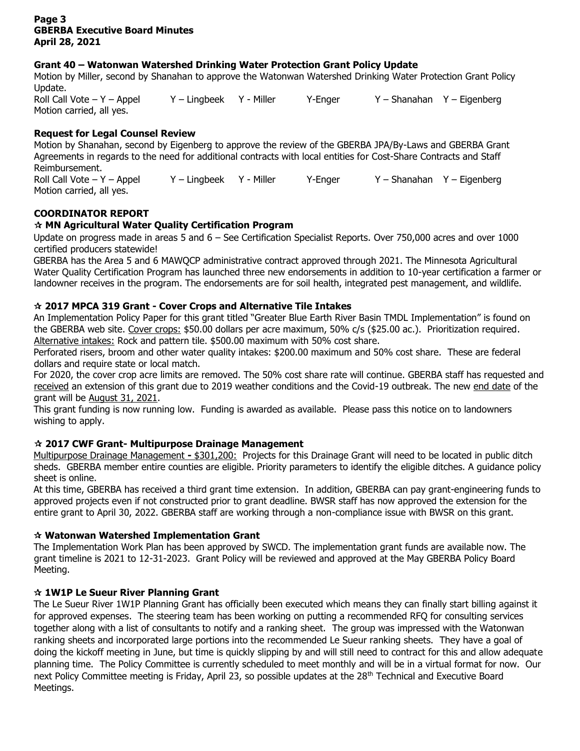### Grant 40 – Watonwan Watershed Drinking Water Protection Grant Policy Update

Motion by Miller, second by Shanahan to approve the Watonwan Watershed Drinking Water Protection Grant Policy Update.

Roll Call Vote – Y – Appel  Y – Lingbeek  Y - Miller  Y-Enger  Y – Shanahan  Y – Eigenberg

Motion carried, all yes.

### Request for Legal Counsel Review

Motion by Shanahan, second by Eigenberg to approve the review of the GBERBA JPA/By-Laws and GBERBA Grant Agreements in regards to the need for additional contracts with local entities for Cost-Share Contracts and Staff Reimbursement.

Roll Call Vote – Y – Appel  Y – Lingbeek  Y - Miller  Y-Enger  Y – Shanahan  Y – Eigenberg

Motion carried, all yes.

## COORDINATOR REPORT

### ☆ MN Agricultural Water Quality Certification Program

Update on progress made in areas 5 and 6 – See Certification Specialist Reports. Over 750,000 acres and over 1000 certified producers statewide!

GBERBA has the Area 5 and 6 MAWQCP administrative contract approved through 2021. The Minnesota Agricultural Water Quality Certification Program has launched three new endorsements in addition to 10-year certification a farmer or landowner receives in the program. The endorsements are for soil health, integrated pest management, and wildlife.

### ☆ 2017 MPCA 319 Grant - Cover Crops and Alternative Tile Intakes

An Implementation Policy Paper for this grant titled "Greater Blue Earth River Basin TMDL Implementation" is found on the GBERBA web site. Cover crops: $50.00 dollars per acre maximum, 50% c/s ($25.00 ac.). Prioritization required. Alternative intakes: Rock and pattern tile. $500.00 maximum with 50% cost share.

Perforated risers, broom and other water quality intakes: $200.00 maximum and 50% cost share. These are federal dollars and require state or local match.

For 2020, the cover crop acre limits are removed. The 50% cost share rate will continue. GBERBA staff has requested and received an extension of this grant due to 2019 weather conditions and the Covid-19 outbreak. The new end date of the grant will be August 31, 2021.

This grant funding is now running low. Funding is awarded as available. Please pass this notice on to landowners wishing to apply.

### ☆ 2017 CWF Grant- Multipurpose Drainage Management

Multipurpose Drainage Management - $301,200: Projects for this Drainage Grant will need to be located in public ditch sheds. GBERBA member entire counties are eligible. Priority parameters to identify the eligible ditches. A guidance policy sheet is online.

At this time, GBERBA has received a third grant time extension. In addition, GBERBA can pay grant-engineering funds to approved projects even if not constructed prior to grant deadline. BWSR staff has now approved the extension for the entire grant to April 30, 2022. GBERBA staff are working through a non-compliance issue with BWSR on this grant.

### ☆ Watonwan Watershed Implementation Grant

The Implementation Work Plan has been approved by SWCD. The implementation grant funds are available now. The grant timeline is 2021 to 12-31-2023. Grant Policy will be reviewed and approved at the May GBERBA Policy Board Meeting.

### ☆ 1W1P Le Sueur River Planning Grant

The Le Sueur River 1W1P Planning Grant has officially been executed which means they can finally start billing against it for approved expenses. The steering team has been working on putting a recommended RFQ for consulting services together along with a list of consultants to notify and a ranking sheet. The group was impressed with the Watonwan ranking sheets and incorporated large portions into the recommended Le Sueur ranking sheets. They have a goal of doing the kickoff meeting in June, but time is quickly slipping by and will still need to contract for this and allow adequate planning time. The Policy Committee is currently scheduled to meet monthly and will be in a virtual format for now. Our next Policy Committee meeting is Friday, April 23, so possible updates at the 28th Technical and Executive Board Meetings.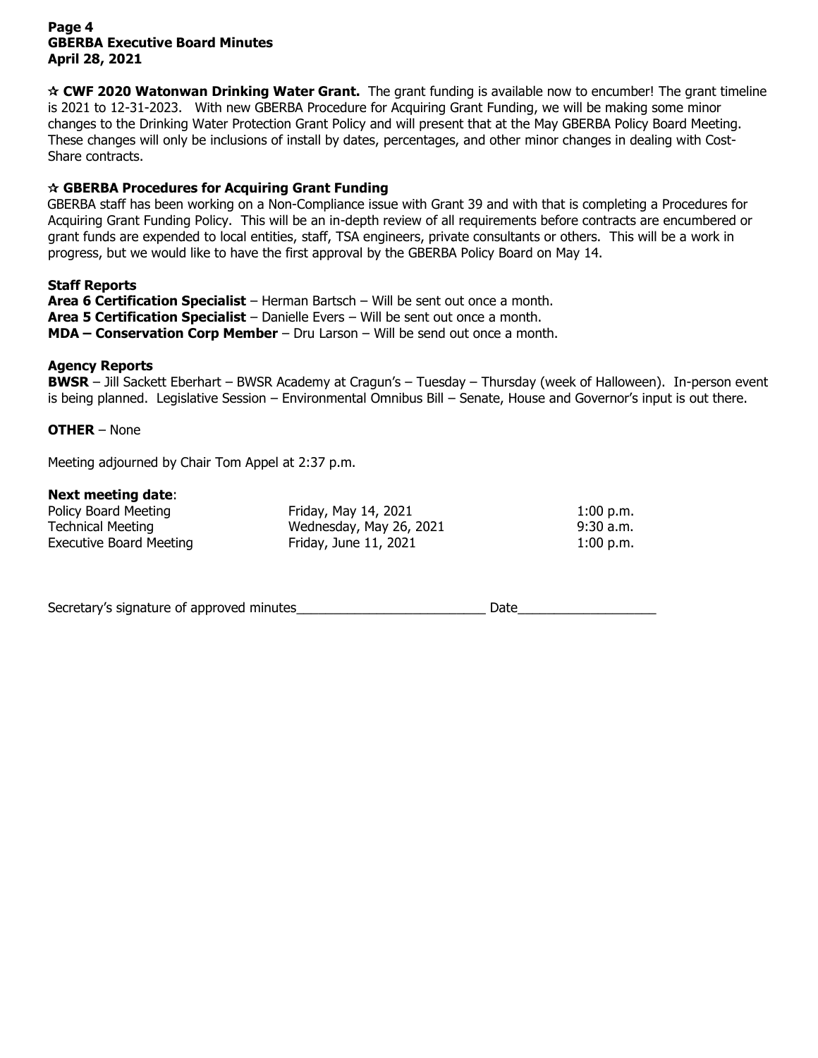☆ **CWF 2020 Watonwan Drinking Water Grant.** The grant funding is available now to encumber! The grant timeline is 2021 to 12-31-2023. With new GBERBA Procedure for Acquiring Grant Funding, we will be making some minor changes to the Drinking Water Protection Grant Policy and will present that at the May GBERBA Policy Board Meeting. These changes will only be inclusions of install by dates, percentages, and other minor changes in dealing with Cost-Share contracts.

☆ **GBERBA Procedures for Acquiring Grant Funding**

GBERBA staff has been working on a Non-Compliance issue with Grant 39 and with that is completing a Procedures for Acquiring Grant Funding Policy. This will be an in-depth review of all requirements before contracts are encumbered or grant funds are expended to local entities, staff, TSA engineers, private consultants or others. This will be a work in progress, but we would like to have the first approval by the GBERBA Policy Board on May 14.

**Staff Reports**

**Area 6 Certification Specialist** – Herman Bartsch – Will be sent out once a month.
**Area 5 Certification Specialist** – Danielle Evers – Will be sent out once a month.
**MDA – Conservation Corp Member** – Dru Larson – Will be send out once a month.

**Agency Reports**

**BWSR** – Jill Sackett Eberhart – BWSR Academy at Cragun's – Tuesday – Thursday (week of Halloween). In-person event is being planned. Legislative Session – Environmental Omnibus Bill – Senate, House and Governor's input is out there.

**OTHER** – None

Meeting adjourned by Chair Tom Appel at 2:37 p.m.

**Next meeting date**:

| | | |
|---|---|---|
| Policy Board Meeting | Friday, May 14, 2021 | 1:00 p.m. |
| Technical Meeting | Wednesday, May 26, 2021 | 9:30 a.m. |
| Executive Board Meeting | Friday, June 11, 2021 | 1:00 p.m. |

Secretary's signature of approved minutes__________________________ Date___________________